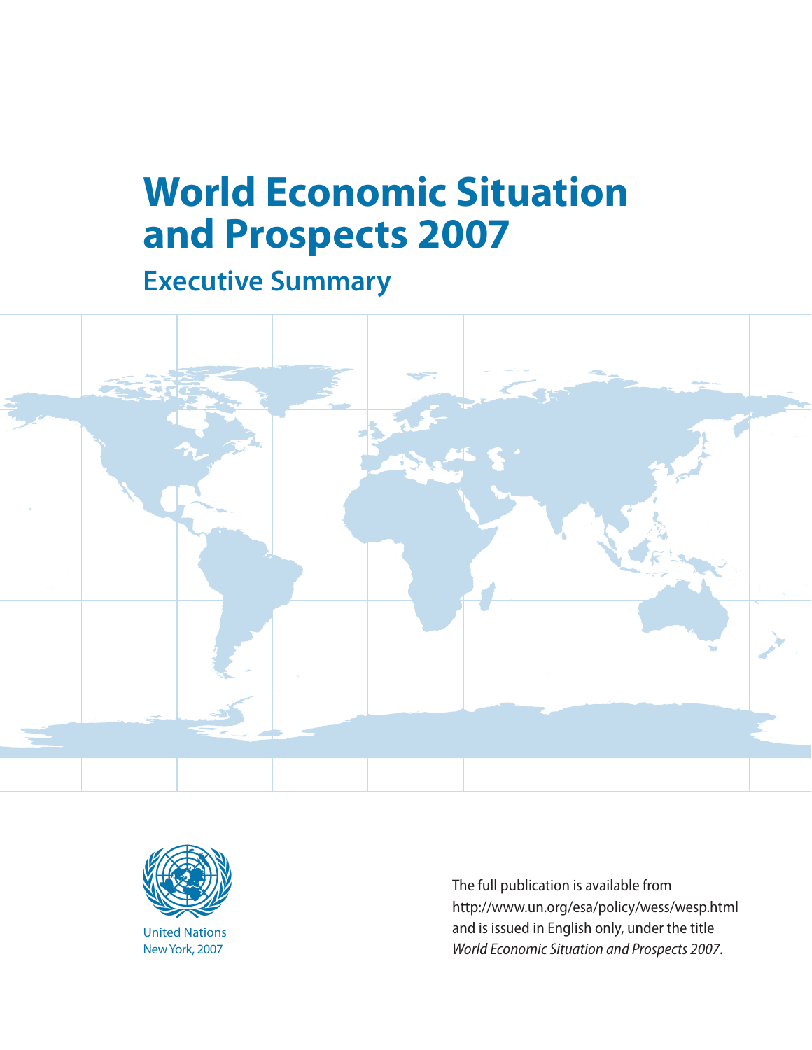# World Economic Situation and Prospects 2007

## Executive Summary

United Nations
New York, 2007

The full publication is available from http://www.un.org/esa/policy/wess/wesp.html and is issued in English only, under the title *World Economic Situation and Prospects 2007*.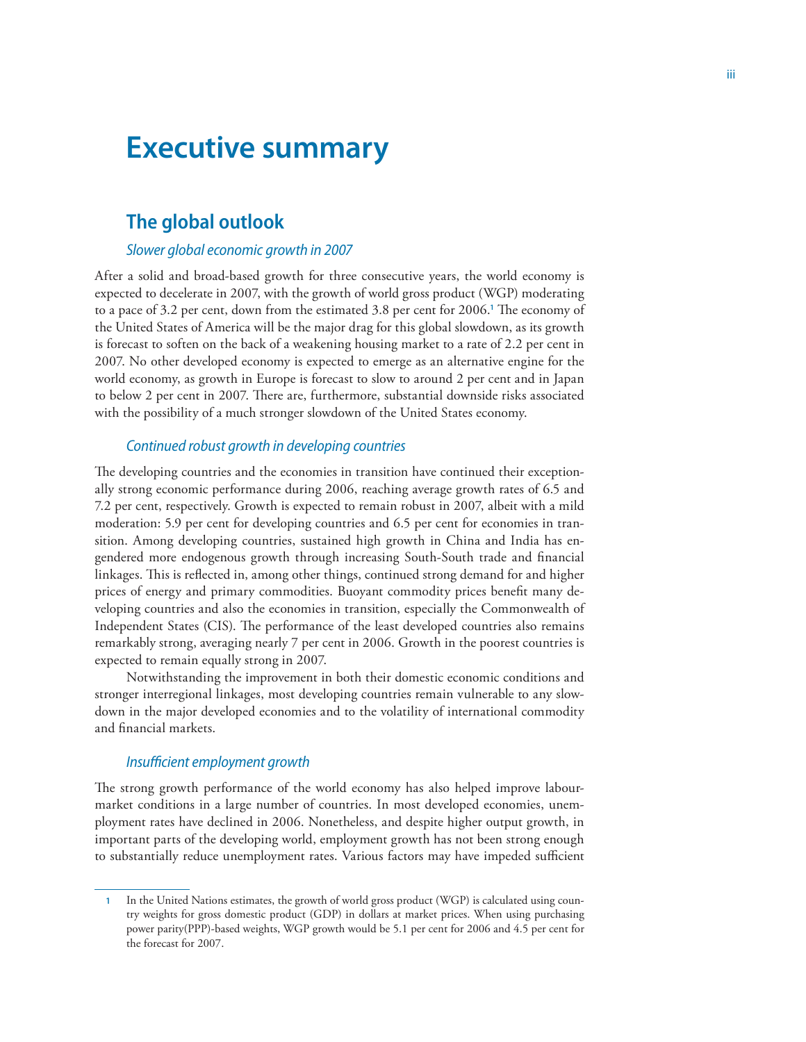# Executive summary

## The global outlook

### *Slower global economic growth in 2007*

After a solid and broad-based growth for three consecutive years, the world economy is expected to decelerate in 2007, with the growth of world gross product (WGP) moderating to a pace of 3.2 per cent, down from the estimated 3.8 per cent for 2006.[1] The economy of the United States of America will be the major drag for this global slowdown, as its growth is forecast to soften on the back of a weakening housing market to a rate of 2.2 per cent in 2007. No other developed economy is expected to emerge as an alternative engine for the world economy, as growth in Europe is forecast to slow to around 2 per cent and in Japan to below 2 per cent in 2007. There are, furthermore, substantial downside risks associated with the possibility of a much stronger slowdown of the United States economy.

### *Continued robust growth in developing countries*

The developing countries and the economies in transition have continued their exceptionally strong economic performance during 2006, reaching average growth rates of 6.5 and 7.2 per cent, respectively. Growth is expected to remain robust in 2007, albeit with a mild moderation: 5.9 per cent for developing countries and 6.5 per cent for economies in transition. Among developing countries, sustained high growth in China and India has engendered more endogenous growth through increasing South-South trade and financial linkages. This is reflected in, among other things, continued strong demand for and higher prices of energy and primary commodities. Buoyant commodity prices benefit many developing countries and also the economies in transition, especially the Commonwealth of Independent States (CIS). The performance of the least developed countries also remains remarkably strong, averaging nearly 7 per cent in 2006. Growth in the poorest countries is expected to remain equally strong in 2007.

Notwithstanding the improvement in both their domestic economic conditions and stronger interregional linkages, most developing countries remain vulnerable to any slowdown in the major developed economies and to the volatility of international commodity and financial markets.

### *Insufficient employment growth*

The strong growth performance of the world economy has also helped improve labour-market conditions in a large number of countries. In most developed economies, unemployment rates have declined in 2006. Nonetheless, and despite higher output growth, in important parts of the developing world, employment growth has not been strong enough to substantially reduce unemployment rates. Various factors may have impeded sufficient

---

[1] In the United Nations estimates, the growth of world gross product (WGP) is calculated using country weights for gross domestic product (GDP) in dollars at market prices. When using purchasing power parity(PPP)-based weights, WGP growth would be 5.1 per cent for 2006 and 4.5 per cent for the forecast for 2007.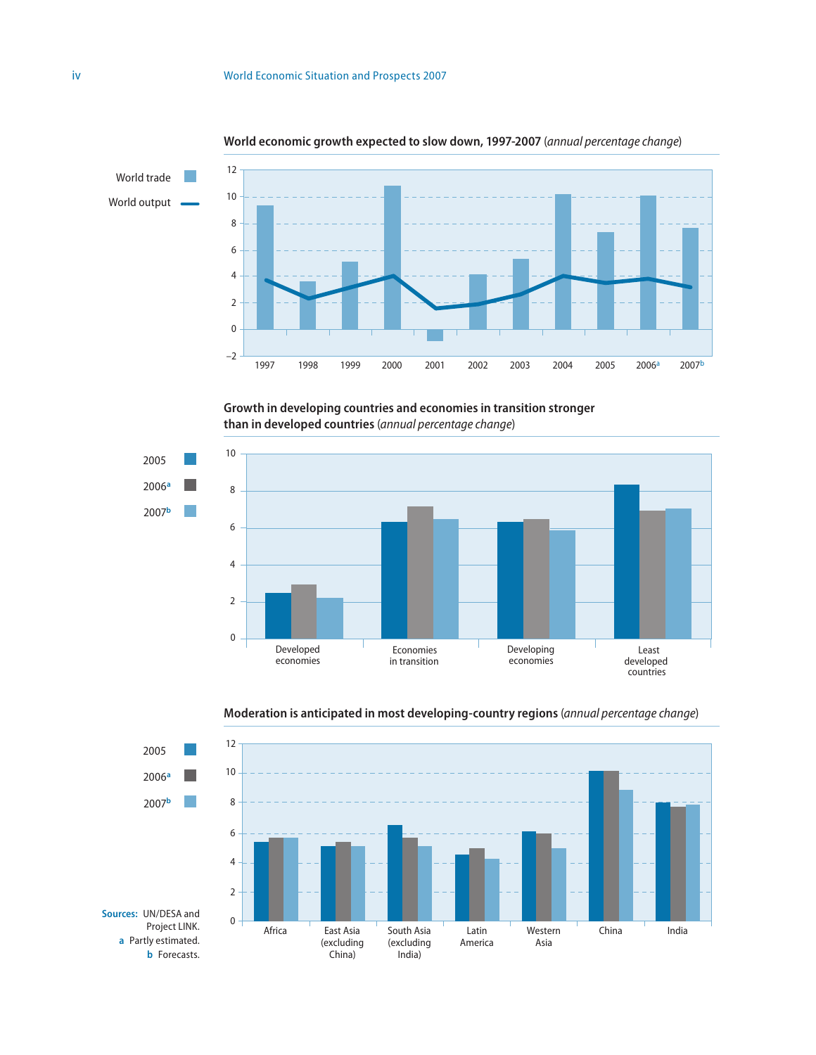**World economic growth expected to slow down, 1997-2007** (*annual percentage change*)

World trade
World output

**Growth in developing countries and economies in transition stronger than in developed countries** (*annual percentage change*)

2005
2006[a]
2007[b]

**Moderation is anticipated in most developing-country regions** (*annual percentage change*)

2005
2006[a]
2007[b]

**Sources:** UN/DESA and Project LINK.
**a** Partly estimated.
**b** Forecasts.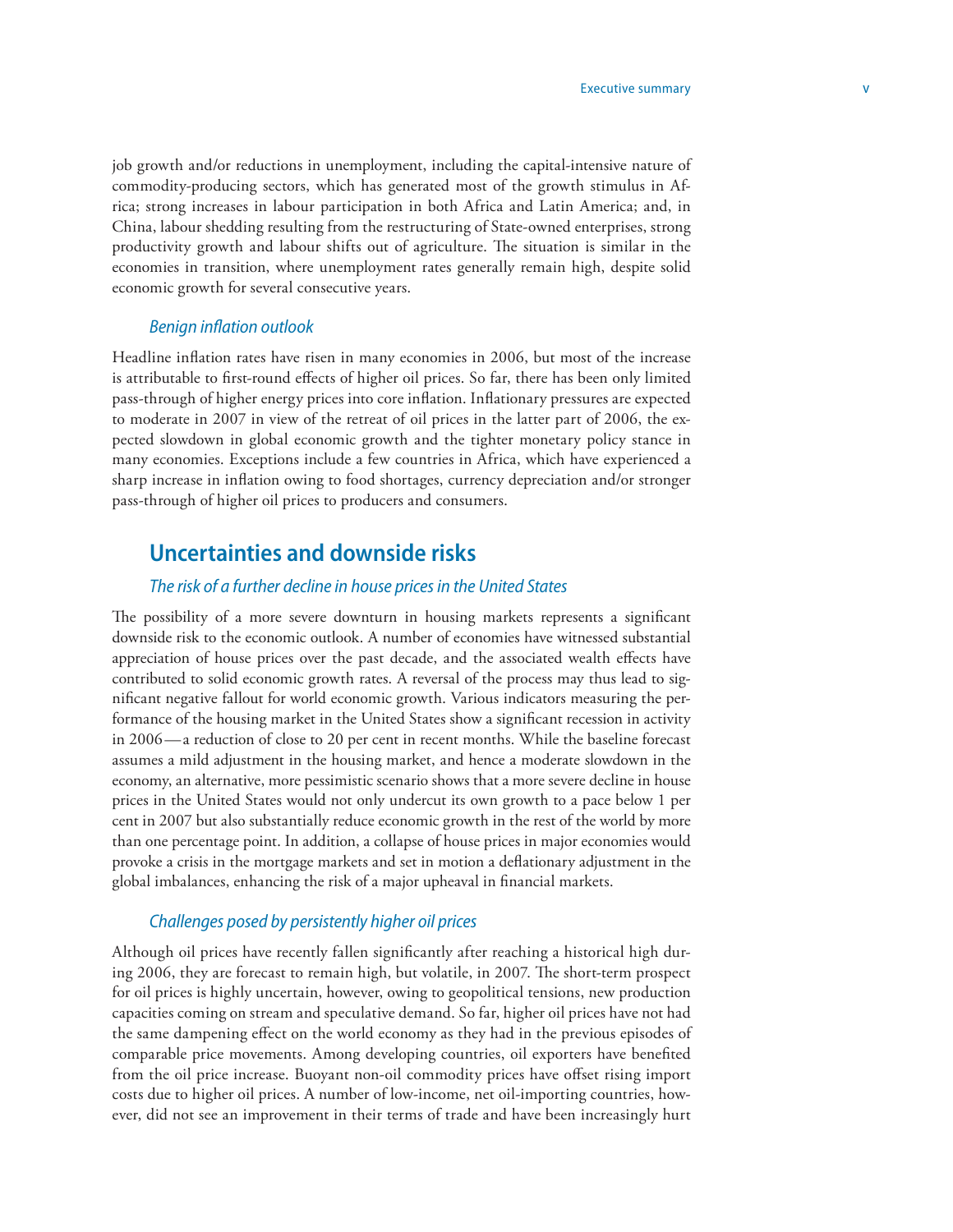job growth and/or reductions in unemployment, including the capital-intensive nature of commodity-producing sectors, which has generated most of the growth stimulus in Africa; strong increases in labour participation in both Africa and Latin America; and, in China, labour shedding resulting from the restructuring of State-owned enterprises, strong productivity growth and labour shifts out of agriculture. The situation is similar in the economies in transition, where unemployment rates generally remain high, despite solid economic growth for several consecutive years.

### *Benign inflation outlook*

Headline inflation rates have risen in many economies in 2006, but most of the increase is attributable to first-round effects of higher oil prices. So far, there has been only limited pass-through of higher energy prices into core inflation. Inflationary pressures are expected to moderate in 2007 in view of the retreat of oil prices in the latter part of 2006, the expected slowdown in global economic growth and the tighter monetary policy stance in many economies. Exceptions include a few countries in Africa, which have experienced a sharp increase in inflation owing to food shortages, currency depreciation and/or stronger pass-through of higher oil prices to producers and consumers.

## Uncertainties and downside risks

### *The risk of a further decline in house prices in the United States*

The possibility of a more severe downturn in housing markets represents a significant downside risk to the economic outlook. A number of economies have witnessed substantial appreciation of house prices over the past decade, and the associated wealth effects have contributed to solid economic growth rates. A reversal of the process may thus lead to significant negative fallout for world economic growth. Various indicators measuring the performance of the housing market in the United States show a significant recession in activity in 2006—a reduction of close to 20 per cent in recent months. While the baseline forecast assumes a mild adjustment in the housing market, and hence a moderate slowdown in the economy, an alternative, more pessimistic scenario shows that a more severe decline in house prices in the United States would not only undercut its own growth to a pace below 1 per cent in 2007 but also substantially reduce economic growth in the rest of the world by more than one percentage point. In addition, a collapse of house prices in major economies would provoke a crisis in the mortgage markets and set in motion a deflationary adjustment in the global imbalances, enhancing the risk of a major upheaval in financial markets.

### *Challenges posed by persistently higher oil prices*

Although oil prices have recently fallen significantly after reaching a historical high during 2006, they are forecast to remain high, but volatile, in 2007. The short-term prospect for oil prices is highly uncertain, however, owing to geopolitical tensions, new production capacities coming on stream and speculative demand. So far, higher oil prices have not had the same dampening effect on the world economy as they had in the previous episodes of comparable price movements. Among developing countries, oil exporters have benefited from the oil price increase. Buoyant non-oil commodity prices have offset rising import costs due to higher oil prices. A number of low-income, net oil-importing countries, however, did not see an improvement in their terms of trade and have been increasingly hurt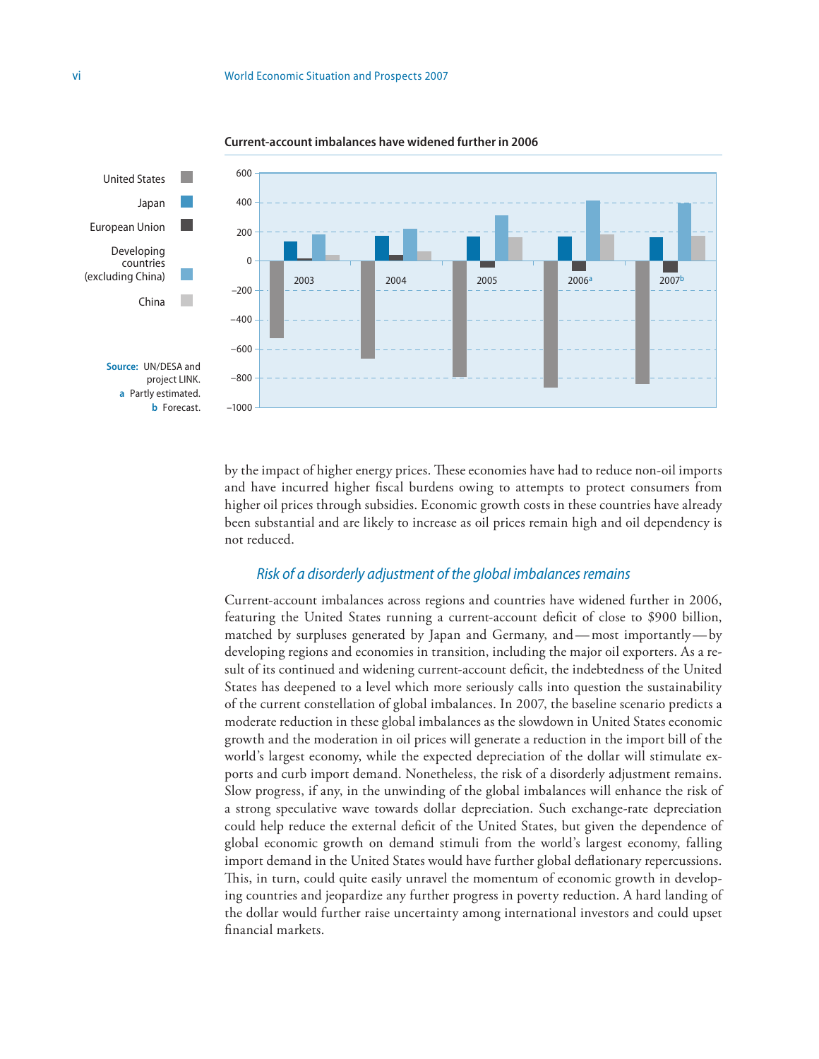**Current-account imbalances have widened further in 2006**

Legend: United States; Japan; European Union; Developing countries (excluding China); China

Y-axis: 600, 400, 200, 0, −200, −400, −600, −800, −1000

X-axis: 2003, 2004, 2005, 2006[a], 2007[b]

**Source:** UN/DESA and project LINK.
a Partly estimated.
b Forecast.

by the impact of higher energy prices. These economies have had to reduce non-oil imports and have incurred higher fiscal burdens owing to attempts to protect consumers from higher oil prices through subsidies. Economic growth costs in these countries have already been substantial and are likely to increase as oil prices remain high and oil dependency is not reduced.

### *Risk of a disorderly adjustment of the global imbalances remains*

Current-account imbalances across regions and countries have widened further in 2006, featuring the United States running a current-account deficit of close to $900 billion, matched by surpluses generated by Japan and Germany, and—most importantly—by developing regions and economies in transition, including the major oil exporters. As a result of its continued and widening current-account deficit, the indebtedness of the United States has deepened to a level which more seriously calls into question the sustainability of the current constellation of global imbalances. In 2007, the baseline scenario predicts a moderate reduction in these global imbalances as the slowdown in United States economic growth and the moderation in oil prices will generate a reduction in the import bill of the world's largest economy, while the expected depreciation of the dollar will stimulate exports and curb import demand. Nonetheless, the risk of a disorderly adjustment remains. Slow progress, if any, in the unwinding of the global imbalances will enhance the risk of a strong speculative wave towards dollar depreciation. Such exchange-rate depreciation could help reduce the external deficit of the United States, but given the dependence of global economic growth on demand stimuli from the world's largest economy, falling import demand in the United States would have further global deflationary repercussions. This, in turn, could quite easily unravel the momentum of economic growth in developing countries and jeopardize any further progress in poverty reduction. A hard landing of the dollar would further raise uncertainty among international investors and could upset financial markets.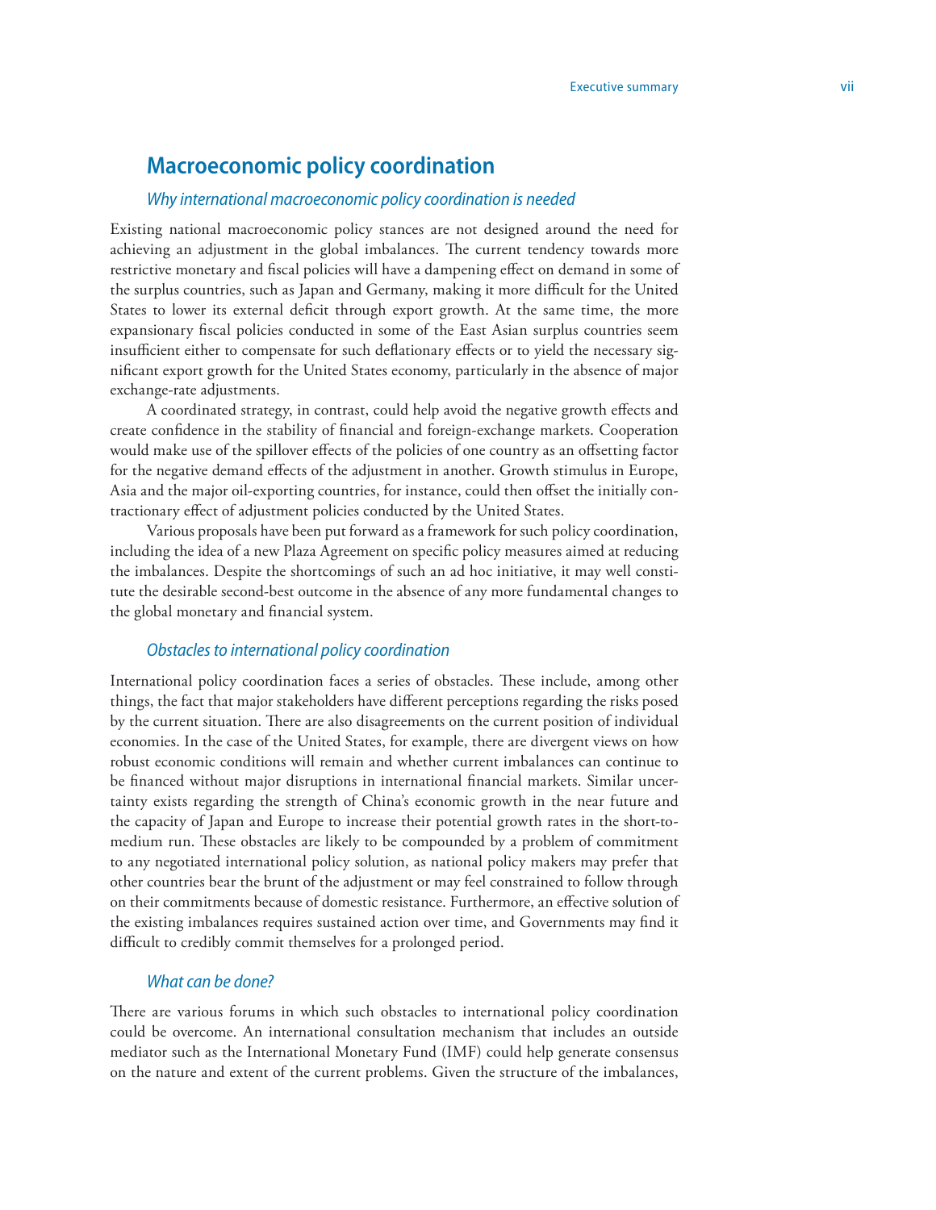## Macroeconomic policy coordination

### *Why international macroeconomic policy coordination is needed*

Existing national macroeconomic policy stances are not designed around the need for achieving an adjustment in the global imbalances. The current tendency towards more restrictive monetary and fiscal policies will have a dampening effect on demand in some of the surplus countries, such as Japan and Germany, making it more difficult for the United States to lower its external deficit through export growth. At the same time, the more expansionary fiscal policies conducted in some of the East Asian surplus countries seem insufficient either to compensate for such deflationary effects or to yield the necessary significant export growth for the United States economy, particularly in the absence of major exchange-rate adjustments.

A coordinated strategy, in contrast, could help avoid the negative growth effects and create confidence in the stability of financial and foreign-exchange markets. Cooperation would make use of the spillover effects of the policies of one country as an offsetting factor for the negative demand effects of the adjustment in another. Growth stimulus in Europe, Asia and the major oil-exporting countries, for instance, could then offset the initially contractionary effect of adjustment policies conducted by the United States.

Various proposals have been put forward as a framework for such policy coordination, including the idea of a new Plaza Agreement on specific policy measures aimed at reducing the imbalances. Despite the shortcomings of such an ad hoc initiative, it may well constitute the desirable second-best outcome in the absence of any more fundamental changes to the global monetary and financial system.

### *Obstacles to international policy coordination*

International policy coordination faces a series of obstacles. These include, among other things, the fact that major stakeholders have different perceptions regarding the risks posed by the current situation. There are also disagreements on the current position of individual economies. In the case of the United States, for example, there are divergent views on how robust economic conditions will remain and whether current imbalances can continue to be financed without major disruptions in international financial markets. Similar uncertainty exists regarding the strength of China's economic growth in the near future and the capacity of Japan and Europe to increase their potential growth rates in the short-to-medium run. These obstacles are likely to be compounded by a problem of commitment to any negotiated international policy solution, as national policy makers may prefer that other countries bear the brunt of the adjustment or may feel constrained to follow through on their commitments because of domestic resistance. Furthermore, an effective solution of the existing imbalances requires sustained action over time, and Governments may find it difficult to credibly commit themselves for a prolonged period.

### *What can be done?*

There are various forums in which such obstacles to international policy coordination could be overcome. An international consultation mechanism that includes an outside mediator such as the International Monetary Fund (IMF) could help generate consensus on the nature and extent of the current problems. Given the structure of the imbalances,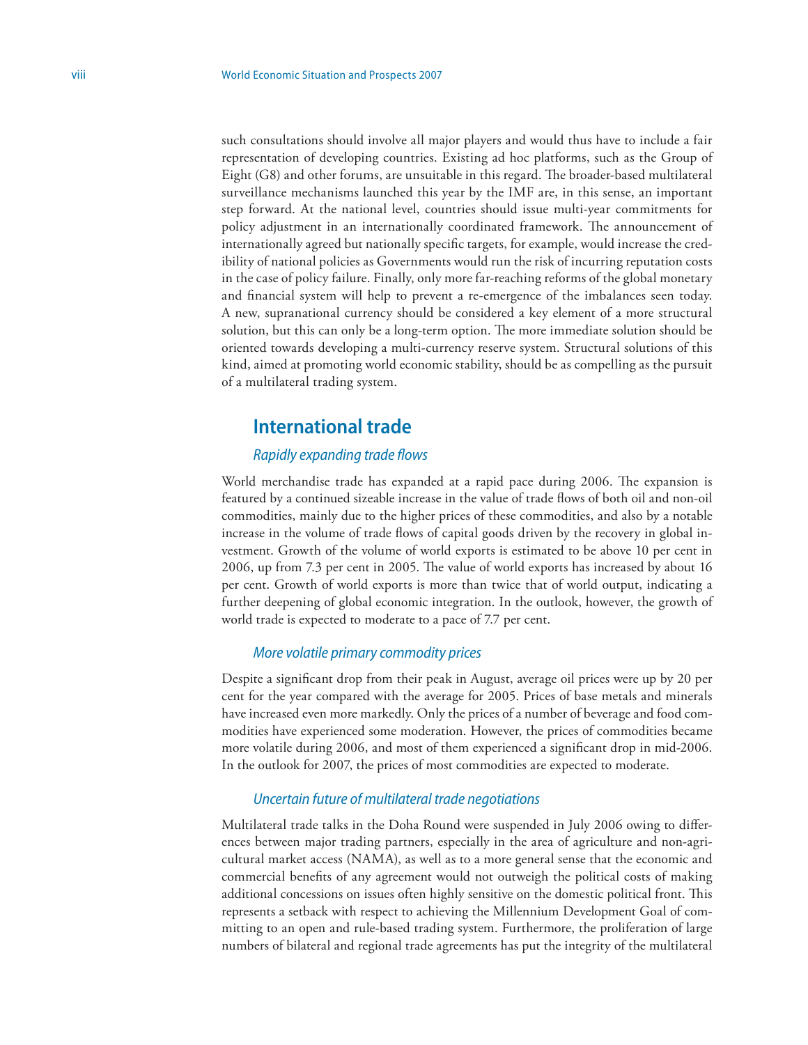such consultations should involve all major players and would thus have to include a fair representation of developing countries. Existing ad hoc platforms, such as the Group of Eight (G8) and other forums, are unsuitable in this regard. The broader-based multilateral surveillance mechanisms launched this year by the IMF are, in this sense, an important step forward. At the national level, countries should issue multi-year commitments for policy adjustment in an internationally coordinated framework. The announcement of internationally agreed but nationally specific targets, for example, would increase the credibility of national policies as Governments would run the risk of incurring reputation costs in the case of policy failure. Finally, only more far-reaching reforms of the global monetary and financial system will help to prevent a re-emergence of the imbalances seen today. A new, supranational currency should be considered a key element of a more structural solution, but this can only be a long-term option. The more immediate solution should be oriented towards developing a multi-currency reserve system. Structural solutions of this kind, aimed at promoting world economic stability, should be as compelling as the pursuit of a multilateral trading system.

## International trade

### *Rapidly expanding trade flows*

World merchandise trade has expanded at a rapid pace during 2006. The expansion is featured by a continued sizeable increase in the value of trade flows of both oil and non-oil commodities, mainly due to the higher prices of these commodities, and also by a notable increase in the volume of trade flows of capital goods driven by the recovery in global investment. Growth of the volume of world exports is estimated to be above 10 per cent in 2006, up from 7.3 per cent in 2005. The value of world exports has increased by about 16 per cent. Growth of world exports is more than twice that of world output, indicating a further deepening of global economic integration. In the outlook, however, the growth of world trade is expected to moderate to a pace of 7.7 per cent.

### *More volatile primary commodity prices*

Despite a significant drop from their peak in August, average oil prices were up by 20 per cent for the year compared with the average for 2005. Prices of base metals and minerals have increased even more markedly. Only the prices of a number of beverage and food commodities have experienced some moderation. However, the prices of commodities became more volatile during 2006, and most of them experienced a significant drop in mid-2006. In the outlook for 2007, the prices of most commodities are expected to moderate.

### *Uncertain future of multilateral trade negotiations*

Multilateral trade talks in the Doha Round were suspended in July 2006 owing to differences between major trading partners, especially in the area of agriculture and non-agricultural market access (NAMA), as well as to a more general sense that the economic and commercial benefits of any agreement would not outweigh the political costs of making additional concessions on issues often highly sensitive on the domestic political front. This represents a setback with respect to achieving the Millennium Development Goal of committing to an open and rule-based trading system. Furthermore, the proliferation of large numbers of bilateral and regional trade agreements has put the integrity of the multilateral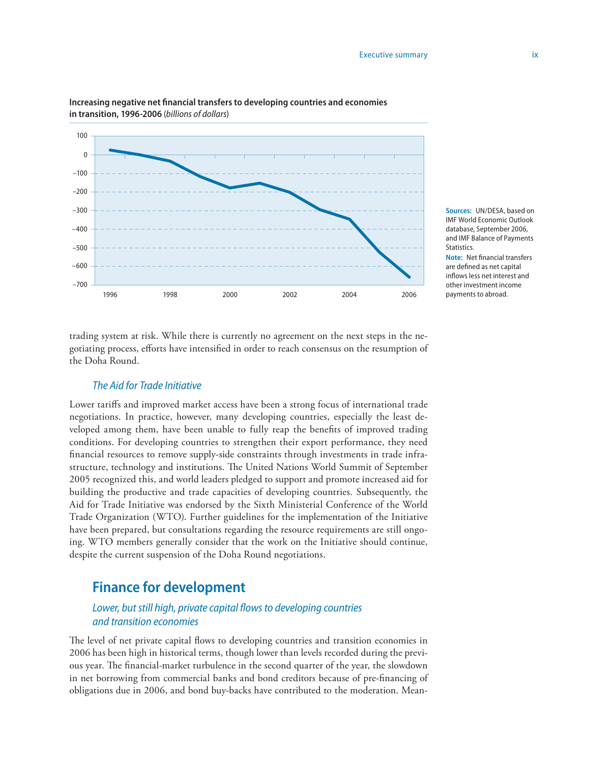**Increasing negative net financial transfers to developing countries and economies in transition, 1996-2006** (*billions of dollars*)

**Sources:** UN/DESA, based on IMF World Economic Outlook database, September 2006, and IMF Balance of Payments Statistics.

**Note:** Net financial transfers are defined as net capital inflows less net interest and other investment income payments to abroad.

trading system at risk. While there is currently no agreement on the next steps in the negotiating process, efforts have intensified in order to reach consensus on the resumption of the Doha Round.

### *The Aid for Trade Initiative*

Lower tariffs and improved market access have been a strong focus of international trade negotiations. In practice, however, many developing countries, especially the least developed among them, have been unable to fully reap the benefits of improved trading conditions. For developing countries to strengthen their export performance, they need financial resources to remove supply-side constraints through investments in trade infrastructure, technology and institutions. The United Nations World Summit of September 2005 recognized this, and world leaders pledged to support and promote increased aid for building the productive and trade capacities of developing countries. Subsequently, the Aid for Trade Initiative was endorsed by the Sixth Ministerial Conference of the World Trade Organization (WTO). Further guidelines for the implementation of the Initiative have been prepared, but consultations regarding the resource requirements are still ongoing. WTO members generally consider that the work on the Initiative should continue, despite the current suspension of the Doha Round negotiations.

## Finance for development

### *Lower, but still high, private capital flows to developing countries and transition economies*

The level of net private capital flows to developing countries and transition economies in 2006 has been high in historical terms, though lower than levels recorded during the previous year. The financial-market turbulence in the second quarter of the year, the slowdown in net borrowing from commercial banks and bond creditors because of pre-financing of obligations due in 2006, and bond buy-backs have contributed to the moderation. Mean-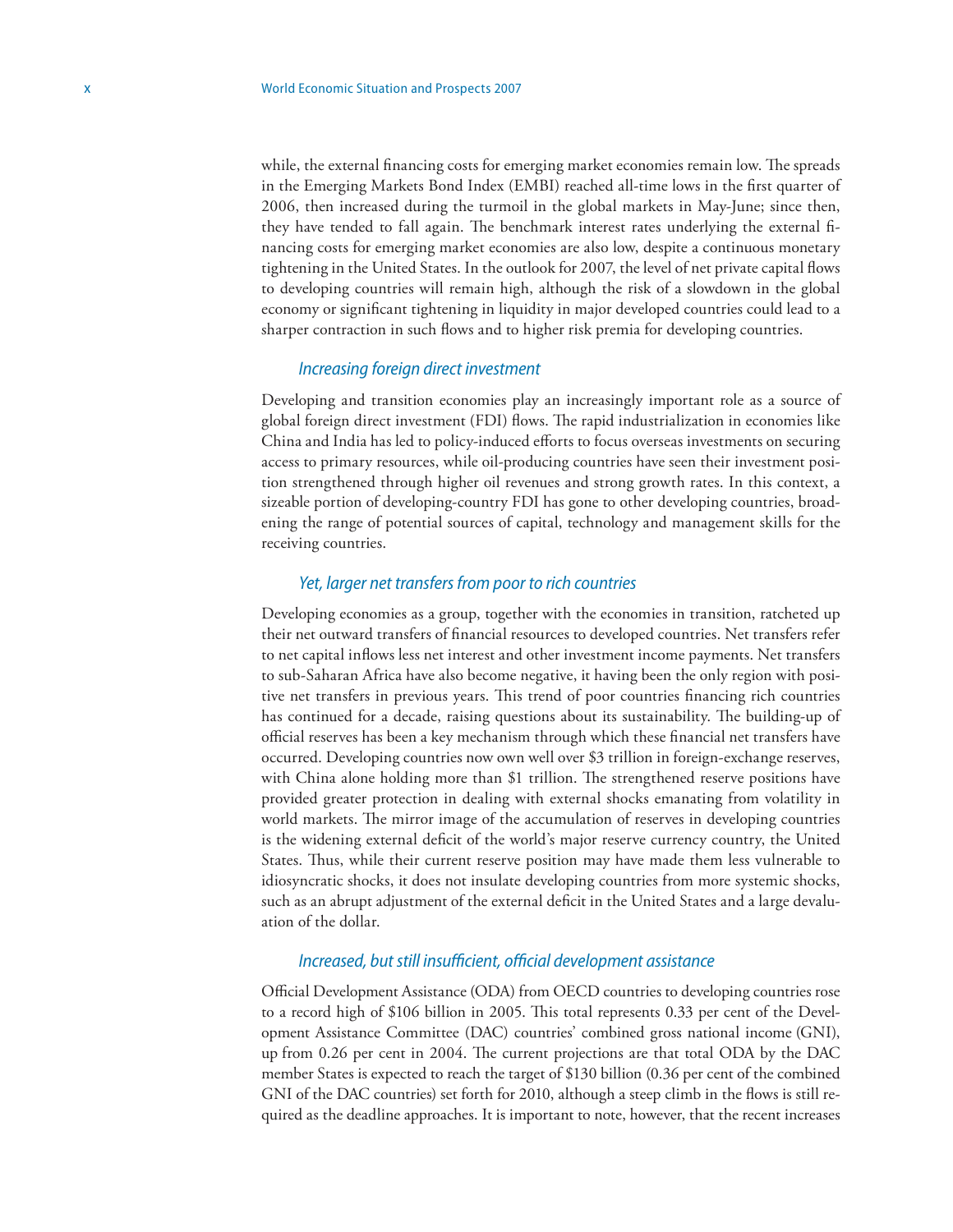while, the external financing costs for emerging market economies remain low. The spreads in the Emerging Markets Bond Index (EMBI) reached all-time lows in the first quarter of 2006, then increased during the turmoil in the global markets in May-June; since then, they have tended to fall again. The benchmark interest rates underlying the external financing costs for emerging market economies are also low, despite a continuous monetary tightening in the United States. In the outlook for 2007, the level of net private capital flows to developing countries will remain high, although the risk of a slowdown in the global economy or significant tightening in liquidity in major developed countries could lead to a sharper contraction in such flows and to higher risk premia for developing countries.

### *Increasing foreign direct investment*

Developing and transition economies play an increasingly important role as a source of global foreign direct investment (FDI) flows. The rapid industrialization in economies like China and India has led to policy-induced efforts to focus overseas investments on securing access to primary resources, while oil-producing countries have seen their investment position strengthened through higher oil revenues and strong growth rates. In this context, a sizeable portion of developing-country FDI has gone to other developing countries, broadening the range of potential sources of capital, technology and management skills for the receiving countries.

### *Yet, larger net transfers from poor to rich countries*

Developing economies as a group, together with the economies in transition, ratcheted up their net outward transfers of financial resources to developed countries. Net transfers refer to net capital inflows less net interest and other investment income payments. Net transfers to sub-Saharan Africa have also become negative, it having been the only region with positive net transfers in previous years. This trend of poor countries financing rich countries has continued for a decade, raising questions about its sustainability. The building-up of official reserves has been a key mechanism through which these financial net transfers have occurred. Developing countries now own well over $3 trillion in foreign-exchange reserves, with China alone holding more than $1 trillion. The strengthened reserve positions have provided greater protection in dealing with external shocks emanating from volatility in world markets. The mirror image of the accumulation of reserves in developing countries is the widening external deficit of the world's major reserve currency country, the United States. Thus, while their current reserve position may have made them less vulnerable to idiosyncratic shocks, it does not insulate developing countries from more systemic shocks, such as an abrupt adjustment of the external deficit in the United States and a large devaluation of the dollar.

### *Increased, but still insufficient, official development assistance*

Official Development Assistance (ODA) from OECD countries to developing countries rose to a record high of $106 billion in 2005. This total represents 0.33 per cent of the Development Assistance Committee (DAC) countries' combined gross national income (GNI), up from 0.26 per cent in 2004. The current projections are that total ODA by the DAC member States is expected to reach the target of $130 billion (0.36 per cent of the combined GNI of the DAC countries) set forth for 2010, although a steep climb in the flows is still required as the deadline approaches. It is important to note, however, that the recent increases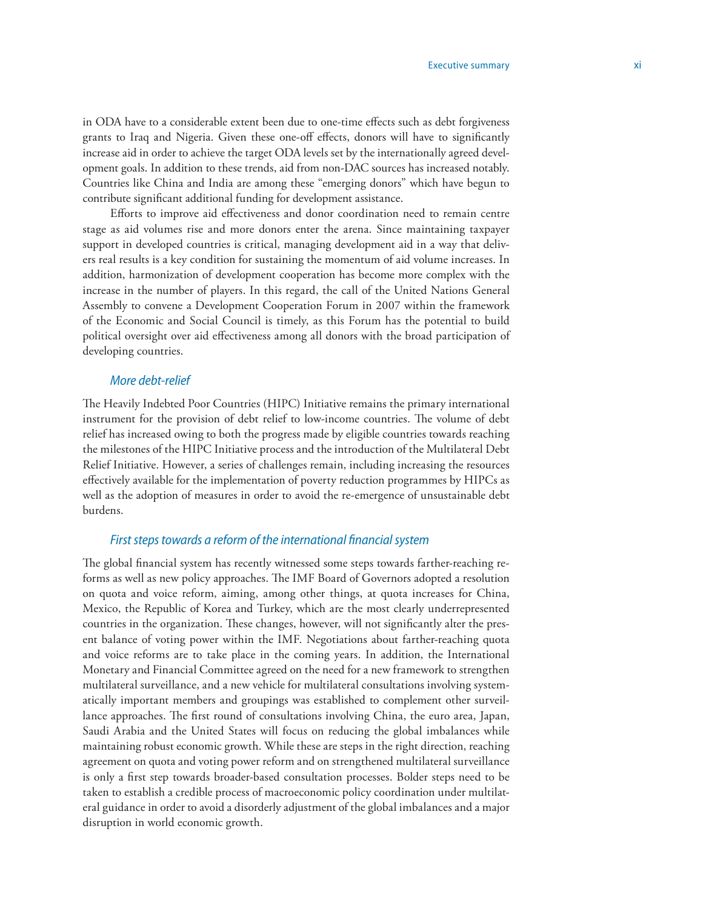in ODA have to a considerable extent been due to one-time effects such as debt forgiveness grants to Iraq and Nigeria. Given these one-off effects, donors will have to significantly increase aid in order to achieve the target ODA levels set by the internationally agreed development goals. In addition to these trends, aid from non-DAC sources has increased notably. Countries like China and India are among these "emerging donors" which have begun to contribute significant additional funding for development assistance.

Efforts to improve aid effectiveness and donor coordination need to remain centre stage as aid volumes rise and more donors enter the arena. Since maintaining taxpayer support in developed countries is critical, managing development aid in a way that delivers real results is a key condition for sustaining the momentum of aid volume increases. In addition, harmonization of development cooperation has become more complex with the increase in the number of players. In this regard, the call of the United Nations General Assembly to convene a Development Cooperation Forum in 2007 within the framework of the Economic and Social Council is timely, as this Forum has the potential to build political oversight over aid effectiveness among all donors with the broad participation of developing countries.

### *More debt-relief*

The Heavily Indebted Poor Countries (HIPC) Initiative remains the primary international instrument for the provision of debt relief to low-income countries. The volume of debt relief has increased owing to both the progress made by eligible countries towards reaching the milestones of the HIPC Initiative process and the introduction of the Multilateral Debt Relief Initiative. However, a series of challenges remain, including increasing the resources effectively available for the implementation of poverty reduction programmes by HIPCs as well as the adoption of measures in order to avoid the re-emergence of unsustainable debt burdens.

### *First steps towards a reform of the international financial system*

The global financial system has recently witnessed some steps towards farther-reaching reforms as well as new policy approaches. The IMF Board of Governors adopted a resolution on quota and voice reform, aiming, among other things, at quota increases for China, Mexico, the Republic of Korea and Turkey, which are the most clearly underrepresented countries in the organization. These changes, however, will not significantly alter the present balance of voting power within the IMF. Negotiations about farther-reaching quota and voice reforms are to take place in the coming years. In addition, the International Monetary and Financial Committee agreed on the need for a new framework to strengthen multilateral surveillance, and a new vehicle for multilateral consultations involving systematically important members and groupings was established to complement other surveillance approaches. The first round of consultations involving China, the euro area, Japan, Saudi Arabia and the United States will focus on reducing the global imbalances while maintaining robust economic growth. While these are steps in the right direction, reaching agreement on quota and voting power reform and on strengthened multilateral surveillance is only a first step towards broader-based consultation processes. Bolder steps need to be taken to establish a credible process of macroeconomic policy coordination under multilateral guidance in order to avoid a disorderly adjustment of the global imbalances and a major disruption in world economic growth.